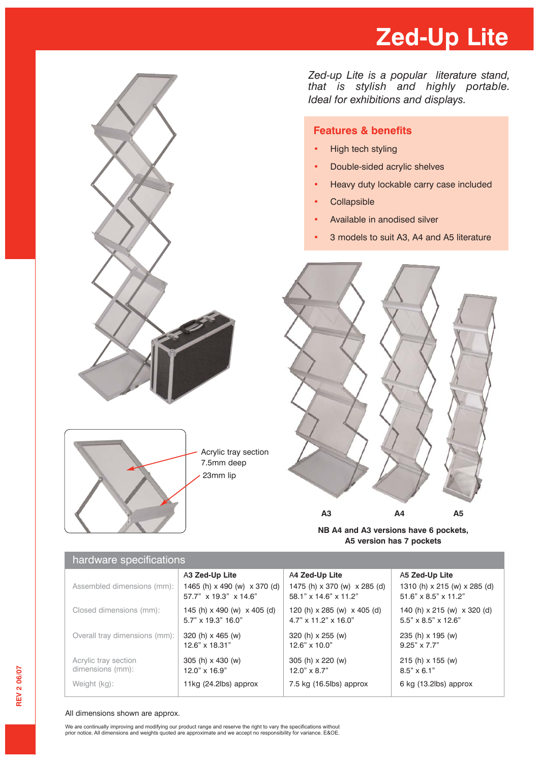# Zed-Up Lite

*Zed-up Lite is a popular literature stand, that is stylish and highly portable. Ideal for exhibitions and displays.*

## Features & benefits

- High tech styling
- Double-sided acrylic shelves
- Heavy duty lockable carry case included
- Collapsible
- Available in anodised silver
- 3 models to suit A3, A4 and A5 literature

Acrylic tray section 7.5mm deep

23mm lip

A3 A4 A5

**NB A4 and A3 versions have 6 pockets, A5 version has 7 pockets**

## hardware specifications

| | A3 Zed-Up Lite | A4 Zed-Up Lite | A5 Zed-Up Lite |
|---|---|---|---|
| Assembled dimensions (mm): | 1465 (h) x 490 (w) x 370 (d) 57.7" x 19.3" x 14.6" | 1475 (h) x 370 (w) x 285 (d) 58.1" x 14.6" x 11.2" | 1310 (h) x 215 (w) x 285 (d) 51.6" x 8.5" x 11.2" |
| Closed dimensions (mm): | 145 (h) x 490 (w) x 405 (d) 5.7" x 19.3" 16.0" | 120 (h) x 285 (w) x 405 (d) 4.7" x 11.2" x 16.0" | 140 (h) x 215 (w) x 320 (d) 5.5" x 8.5" x 12.6" |
| Overall tray dimensions (mm): | 320 (h) x 465 (w) 12.6" x 18.31" | 320 (h) x 255 (w) 12.6" x 10.0" | 235 (h) x 195 (w) 9.25" x 7.7" |
| Acrylic tray section dimensions (mm): | 305 (h) x 430 (w) 12.0" x 16.9" | 305 (h) x 220 (w) 12.0" x 8.7" | 215 (h) x 155 (w) 8.5" x 6.1" |
| Weight (kg): | 11kg (24.2lbs) approx | 7.5 kg (16.5lbs) approx | 6 kg (13.2lbs) approx |

All dimensions shown are approx.

We are continually improving and modifying our product range and reserve the right to vary the specifications without prior notice. All dimensions and weights quoted are approximate and we accept no responsibility for variance. E&OE.

REV 2 06/07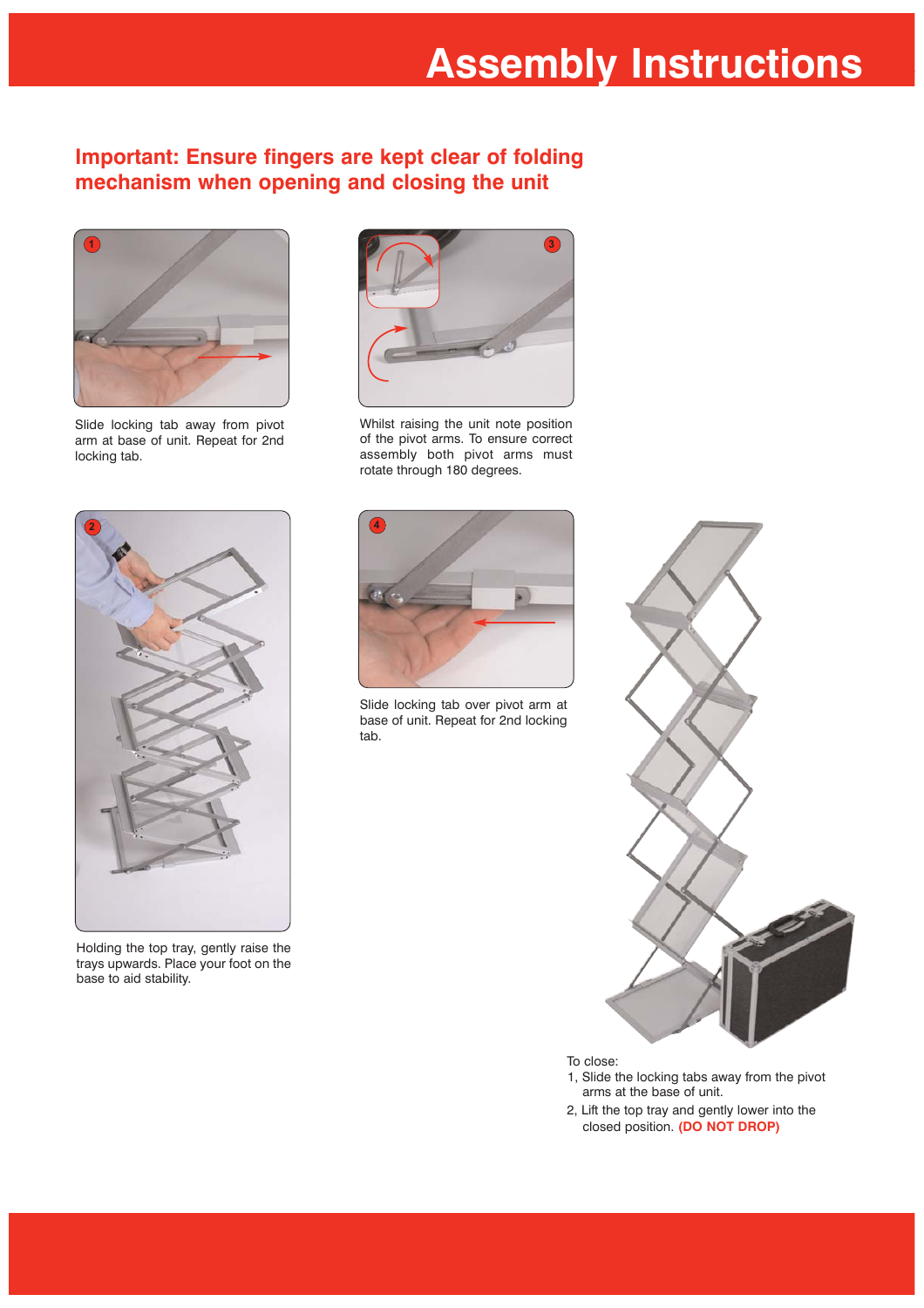# Assembly Instructions

## Important: Ensure fingers are kept clear of folding mechanism when opening and closing the unit

1

Slide locking tab away from pivot arm at base of unit. Repeat for 2nd locking tab.

2

Holding the top tray, gently raise the trays upwards. Place your foot on the base to aid stability.

3

Whilst raising the unit note position of the pivot arms. To ensure correct assembly both pivot arms must rotate through 180 degrees.

4

Slide locking tab over pivot arm at base of unit. Repeat for 2nd locking tab.

To close:

1, Slide the locking tabs away from the pivot arms at the base of unit.

2, Lift the top tray and gently lower into the closed position. **(DO NOT DROP)**